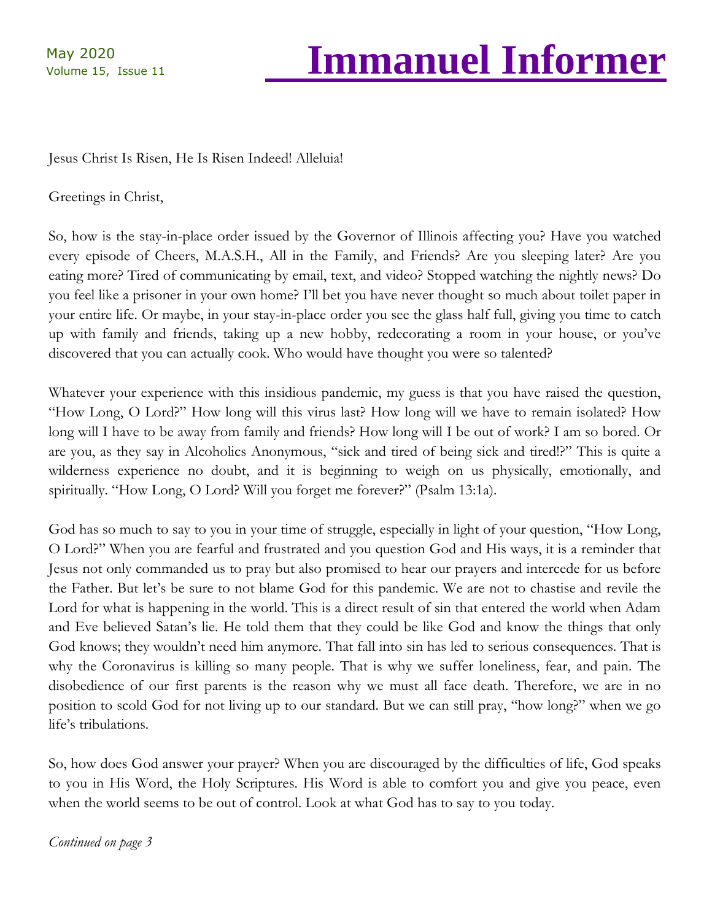# Immanuel Informer

May 2020
Volume 15, Issue 11

Jesus Christ Is Risen, He Is Risen Indeed! Alleluia!

Greetings in Christ,

So, how is the stay-in-place order issued by the Governor of Illinois affecting you? Have you watched every episode of Cheers, M.A.S.H., All in the Family, and Friends? Are you sleeping later? Are you eating more? Tired of communicating by email, text, and video? Stopped watching the nightly news? Do you feel like a prisoner in your own home? I'll bet you have never thought so much about toilet paper in your entire life. Or maybe, in your stay-in-place order you see the glass half full, giving you time to catch up with family and friends, taking up a new hobby, redecorating a room in your house, or you've discovered that you can actually cook. Who would have thought you were so talented?

Whatever your experience with this insidious pandemic, my guess is that you have raised the question, "How Long, O Lord?" How long will this virus last? How long will we have to remain isolated? How long will I have to be away from family and friends? How long will I be out of work? I am so bored. Or are you, as they say in Alcoholics Anonymous, "sick and tired of being sick and tired!?" This is quite a wilderness experience no doubt, and it is beginning to weigh on us physically, emotionally, and spiritually. "How Long, O Lord? Will you forget me forever?" (Psalm 13:1a).

God has so much to say to you in your time of struggle, especially in light of your question, "How Long, O Lord?" When you are fearful and frustrated and you question God and His ways, it is a reminder that Jesus not only commanded us to pray but also promised to hear our prayers and intercede for us before the Father. But let's be sure to not blame God for this pandemic. We are not to chastise and revile the Lord for what is happening in the world. This is a direct result of sin that entered the world when Adam and Eve believed Satan's lie. He told them that they could be like God and know the things that only God knows; they wouldn't need him anymore. That fall into sin has led to serious consequences. That is why the Coronavirus is killing so many people. That is why we suffer loneliness, fear, and pain. The disobedience of our first parents is the reason why we must all face death. Therefore, we are in no position to scold God for not living up to our standard. But we can still pray, "how long?" when we go life's tribulations.

So, how does God answer your prayer? When you are discouraged by the difficulties of life, God speaks to you in His Word, the Holy Scriptures. His Word is able to comfort you and give you peace, even when the world seems to be out of control. Look at what God has to say to you today.

*Continued on page 3*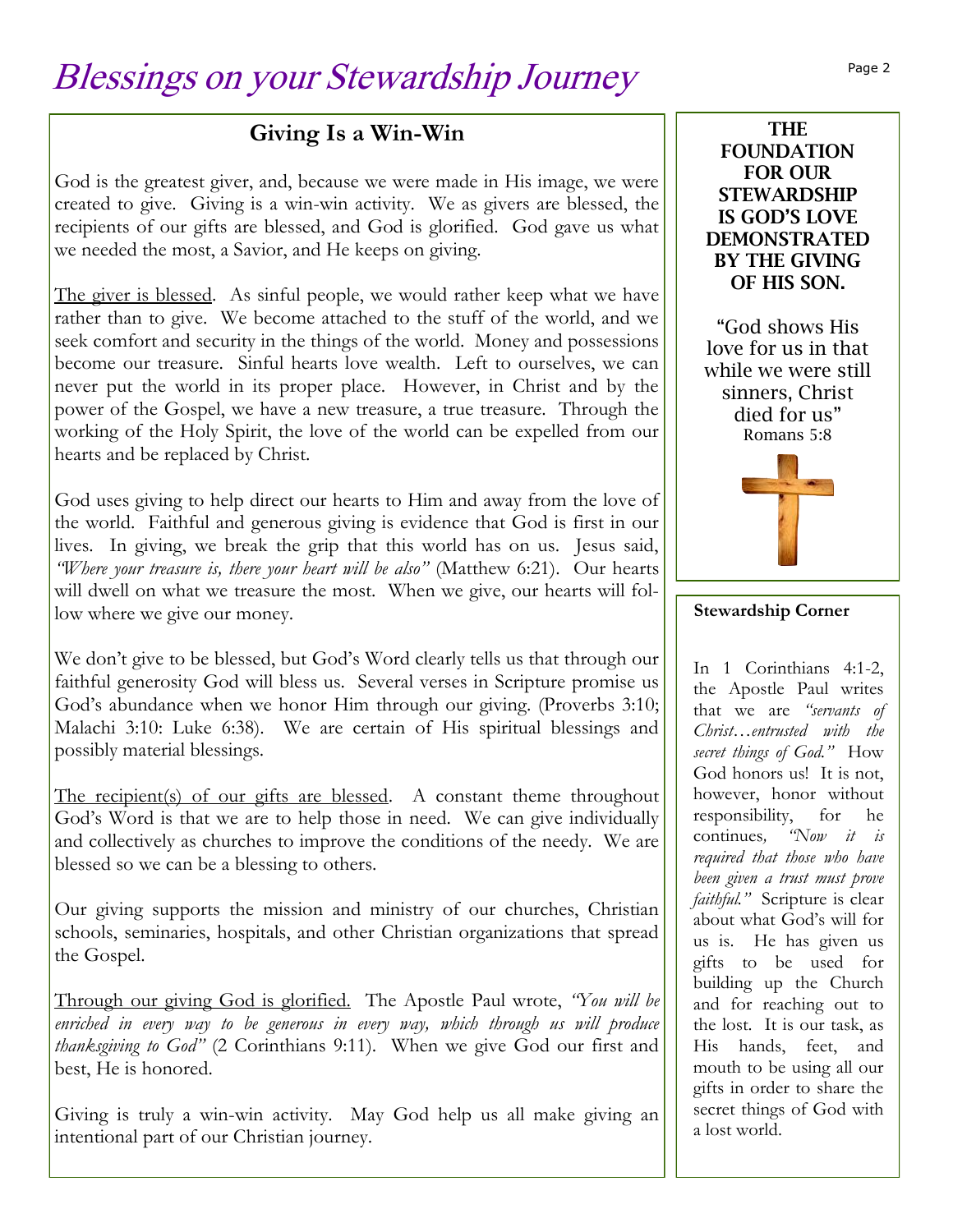# Blessings on your Stewardship Journey

## Giving Is a Win-Win

God is the greatest giver, and, because we were made in His image, we were created to give. Giving is a win-win activity. We as givers are blessed, the recipients of our gifts are blessed, and God is glorified. God gave us what we needed the most, a Savior, and He keeps on giving.

The giver is blessed. As sinful people, we would rather keep what we have rather than to give. We become attached to the stuff of the world, and we seek comfort and security in the things of the world. Money and possessions become our treasure. Sinful hearts love wealth. Left to ourselves, we can never put the world in its proper place. However, in Christ and by the power of the Gospel, we have a new treasure, a true treasure. Through the working of the Holy Spirit, the love of the world can be expelled from our hearts and be replaced by Christ.

God uses giving to help direct our hearts to Him and away from the love of the world. Faithful and generous giving is evidence that God is first in our lives. In giving, we break the grip that this world has on us. Jesus said, *"Where your treasure is, there your heart will be also"* (Matthew 6:21). Our hearts will dwell on what we treasure the most. When we give, our hearts will follow where we give our money.

We don't give to be blessed, but God's Word clearly tells us that through our faithful generosity God will bless us. Several verses in Scripture promise us God's abundance when we honor Him through our giving. (Proverbs 3:10; Malachi 3:10: Luke 6:38). We are certain of His spiritual blessings and possibly material blessings.

The recipient(s) of our gifts are blessed. A constant theme throughout God's Word is that we are to help those in need. We can give individually and collectively as churches to improve the conditions of the needy. We are blessed so we can be a blessing to others.

Our giving supports the mission and ministry of our churches, Christian schools, seminaries, hospitals, and other Christian organizations that spread the Gospel.

Through our giving God is glorified. The Apostle Paul wrote, *"You will be enriched in every way to be generous in every way, which through us will produce thanksgiving to God"* (2 Corinthians 9:11). When we give God our first and best, He is honored.

Giving is truly a win-win activity. May God help us all make giving an intentional part of our Christian journey.

**THE FOUNDATION FOR OUR STEWARDSHIP IS GOD'S LOVE DEMONSTRATED BY THE GIVING OF HIS SON.**

"God shows His love for us in that while we were still sinners, Christ died for us"
Romans 5:8

**Stewardship Corner**

In 1 Corinthians 4:1-2, the Apostle Paul writes that we are *"servants of Christ…entrusted with the secret things of God."* How God honors us! It is not, however, honor without responsibility, for he continues, *"Now it is required that those who have been given a trust must prove faithful."* Scripture is clear about what God's will for us is. He has given us gifts to be used for building up the Church and for reaching out to the lost. It is our task, as His hands, feet, and mouth to be using all our gifts in order to share the secret things of God with a lost world.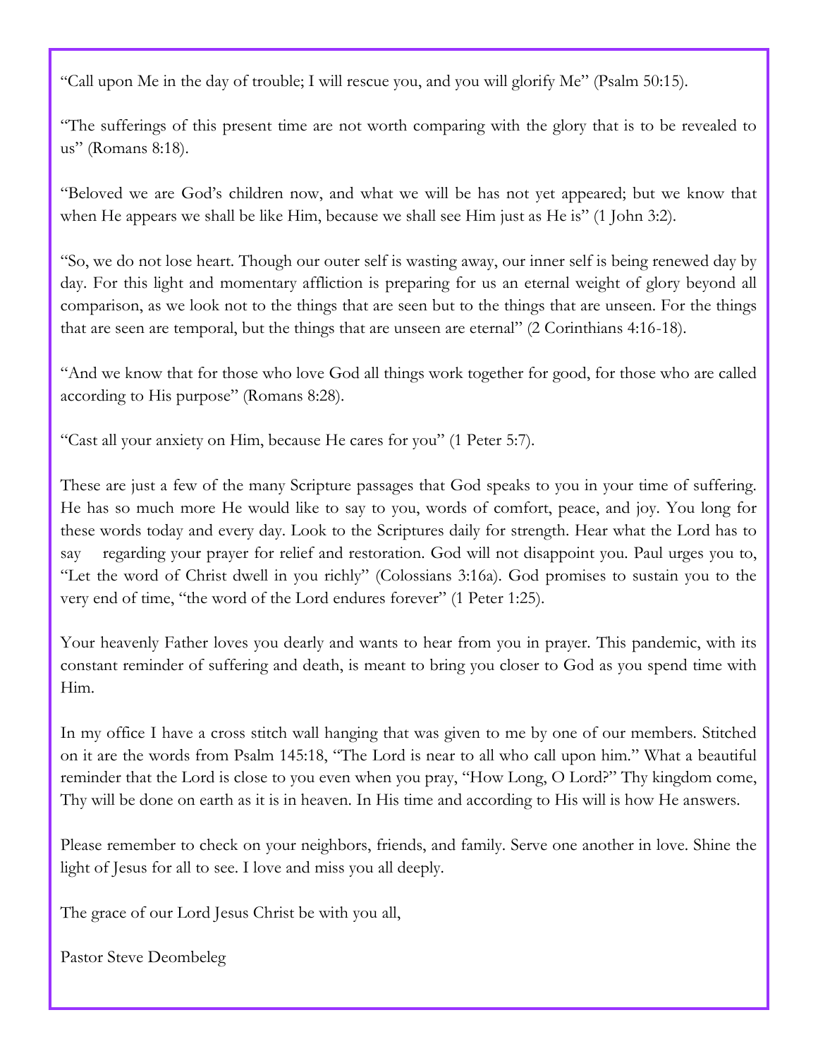“Call upon Me in the day of trouble; I will rescue you, and you will glorify Me” (Psalm 50:15).

“The sufferings of this present time are not worth comparing with the glory that is to be revealed to us” (Romans 8:18).

“Beloved we are God’s children now, and what we will be has not yet appeared; but we know that when He appears we shall be like Him, because we shall see Him just as He is” (1 John 3:2).

“So, we do not lose heart. Though our outer self is wasting away, our inner self is being renewed day by day. For this light and momentary affliction is preparing for us an eternal weight of glory beyond all comparison, as we look not to the things that are seen but to the things that are unseen. For the things that are seen are temporal, but the things that are unseen are eternal” (2 Corinthians 4:16-18).

“And we know that for those who love God all things work together for good, for those who are called according to His purpose” (Romans 8:28).

“Cast all your anxiety on Him, because He cares for you” (1 Peter 5:7).

These are just a few of the many Scripture passages that God speaks to you in your time of suffering. He has so much more He would like to say to you, words of comfort, peace, and joy. You long for these words today and every day. Look to the Scriptures daily for strength. Hear what the Lord has to say regarding your prayer for relief and restoration. God will not disappoint you. Paul urges you to, “Let the word of Christ dwell in you richly” (Colossians 3:16a). God promises to sustain you to the very end of time, “the word of the Lord endures forever” (1 Peter 1:25).

Your heavenly Father loves you dearly and wants to hear from you in prayer. This pandemic, with its constant reminder of suffering and death, is meant to bring you closer to God as you spend time with Him.

In my office I have a cross stitch wall hanging that was given to me by one of our members. Stitched on it are the words from Psalm 145:18, “The Lord is near to all who call upon him.” What a beautiful reminder that the Lord is close to you even when you pray, “How Long, O Lord?” Thy kingdom come, Thy will be done on earth as it is in heaven. In His time and according to His will is how He answers.

Please remember to check on your neighbors, friends, and family. Serve one another in love. Shine the light of Jesus for all to see. I love and miss you all deeply.

The grace of our Lord Jesus Christ be with you all,

Pastor Steve Deombeleg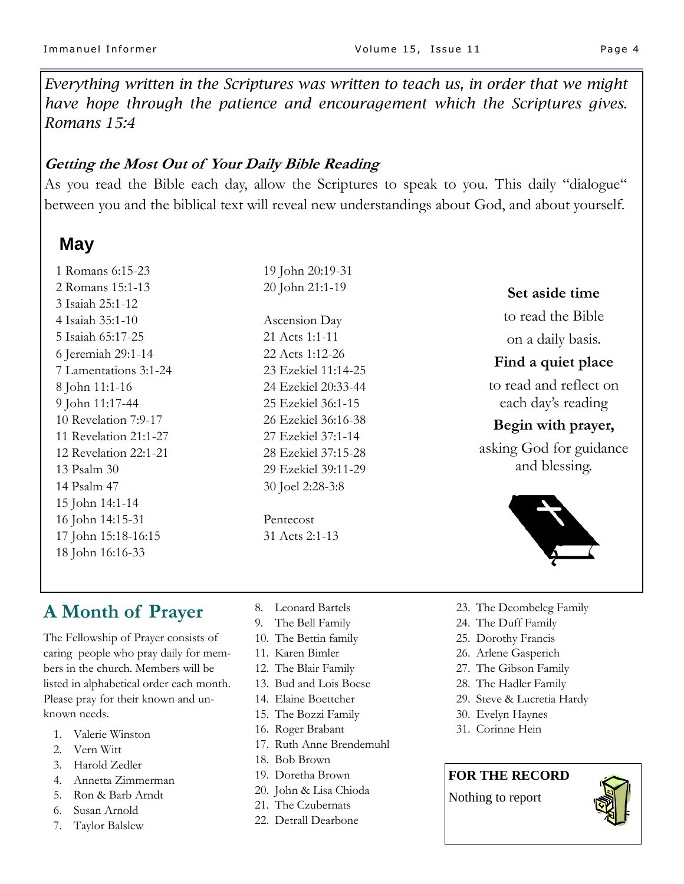*Everything written in the Scriptures was written to teach us, in order that we might have hope through the patience and encouragement which the Scriptures gives. Romans 15:4*

***Getting the Most Out of Your Daily Bible Reading***

As you read the Bible each day, allow the Scriptures to speak to you. This daily "dialogue" between you and the biblical text will reveal new understandings about God, and about yourself.

## May

1 Romans 6:15-23
2 Romans 15:1-13
3 Isaiah 25:1-12
4 Isaiah 35:1-10
5 Isaiah 65:17-25
6 Jeremiah 29:1-14
7 Lamentations 3:1-24
8 John 11:1-16
9 John 11:17-44
10 Revelation 7:9-17
11 Revelation 21:1-27
12 Revelation 22:1-21
13 Psalm 30
14 Psalm 47
15 John 14:1-14
16 John 14:15-31
17 John 15:18-16:15
18 John 16:16-33
19 John 20:19-31
20 John 21:1-19

Ascension Day
21 Acts 1:1-11
22 Acts 1:12-26
23 Ezekiel 11:14-25
24 Ezekiel 20:33-44
25 Ezekiel 36:1-15
26 Ezekiel 36:16-38
27 Ezekiel 37:1-14
28 Ezekiel 37:15-28
29 Ezekiel 39:11-29
30 Joel 2:28-3:8

Pentecost
31 Acts 2:1-13

**Set aside time** to read the Bible on a daily basis.

**Find a quiet place** to read and reflect on each day's reading

**Begin with prayer,** asking God for guidance and blessing.

## A Month of Prayer

The Fellowship of Prayer consists of caring people who pray daily for members in the church. Members will be listed in alphabetical order each month. Please pray for their known and unknown needs.

1. Valerie Winston
2. Vern Witt
3. Harold Zedler
4. Annetta Zimmerman
5. Ron & Barb Arndt
6. Susan Arnold
7. Taylor Balslew
8. Leonard Bartels
9. The Bell Family
10. The Bettin family
11. Karen Bimler
12. The Blair Family
13. Bud and Lois Boese
14. Elaine Boettcher
15. The Bozzi Family
16. Roger Brabant
17. Ruth Anne Brendemuhl
18. Bob Brown
19. Doretha Brown
20. John & Lisa Chioda
21. The Czubernats
22. Detrall Dearbone
23. The Deombeleg Family
24. The Duff Family
25. Dorothy Francis
26. Arlene Gasperich
27. The Gibson Family
28. The Hadler Family
29. Steve & Lucretia Hardy
30. Evelyn Haynes
31. Corinne Hein

**FOR THE RECORD**

Nothing to report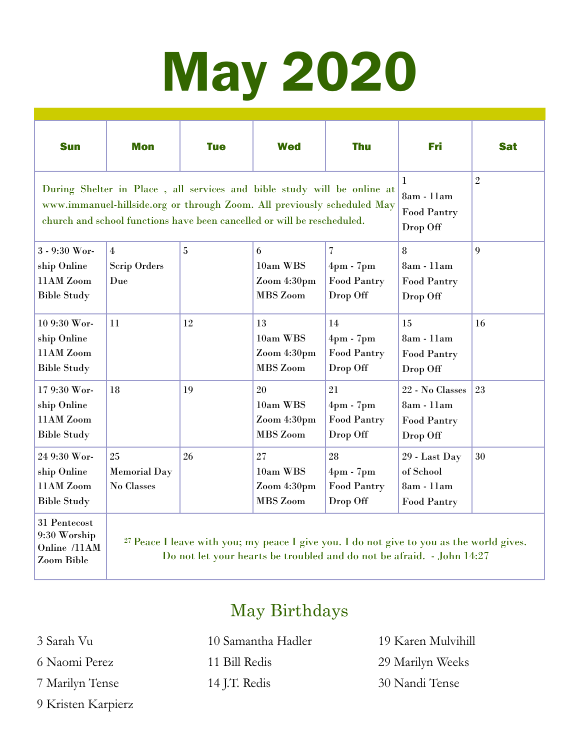# May 2020

| Sun | Mon | Tue | Wed | Thu | Fri | Sat |
|---|---|---|---|---|---|---|
| During Shelter in Place , all services and bible study will be online at www.immanuel-hillside.org or through Zoom. All previously scheduled May church and school functions have been cancelled or will be rescheduled. | | | | | 1 8am - 11am Food Pantry Drop Off | 2 |
| 3 - 9:30 Worship Online 11AM Zoom Bible Study | 4 Scrip Orders Due | 5 | 6 10am WBS Zoom 4:30pm MBS Zoom | 7 4pm - 7pm Food Pantry Drop Off | 8 8am - 11am Food Pantry Drop Off | 9 |
| 10 9:30 Worship Online 11AM Zoom Bible Study | 11 | 12 | 13 10am WBS Zoom 4:30pm MBS Zoom | 14 4pm - 7pm Food Pantry Drop Off | 15 8am - 11am Food Pantry Drop Off | 16 |
| 17 9:30 Worship Online 11AM Zoom Bible Study | 18 | 19 | 20 10am WBS Zoom 4:30pm MBS Zoom | 21 4pm - 7pm Food Pantry Drop Off | 22 - No Classes 8am - 11am Food Pantry Drop Off | 23 |
| 24 9:30 Worship Online 11AM Zoom Bible Study | 25 Memorial Day No Classes | 26 | 27 10am WBS Zoom 4:30pm MBS Zoom | 28 4pm - 7pm Food Pantry Drop Off | 29 - Last Day of School 8am - 11am Food Pantry | 30 |
| 31 Pentecost 9:30 Worship Online /11AM Zoom Bible | [27] Peace I leave with you; my peace I give you. I do not give to you as the world gives. Do not let your hearts be troubled and do not be afraid. - John 14:27 | | | | | |

## May Birthdays

3 Sarah Vu
6 Naomi Perez
7 Marilyn Tense
9 Kristen Karpierz
10 Samantha Hadler
11 Bill Redis
14 J.T. Redis
19 Karen Mulvihill
29 Marilyn Weeks
30 Nandi Tense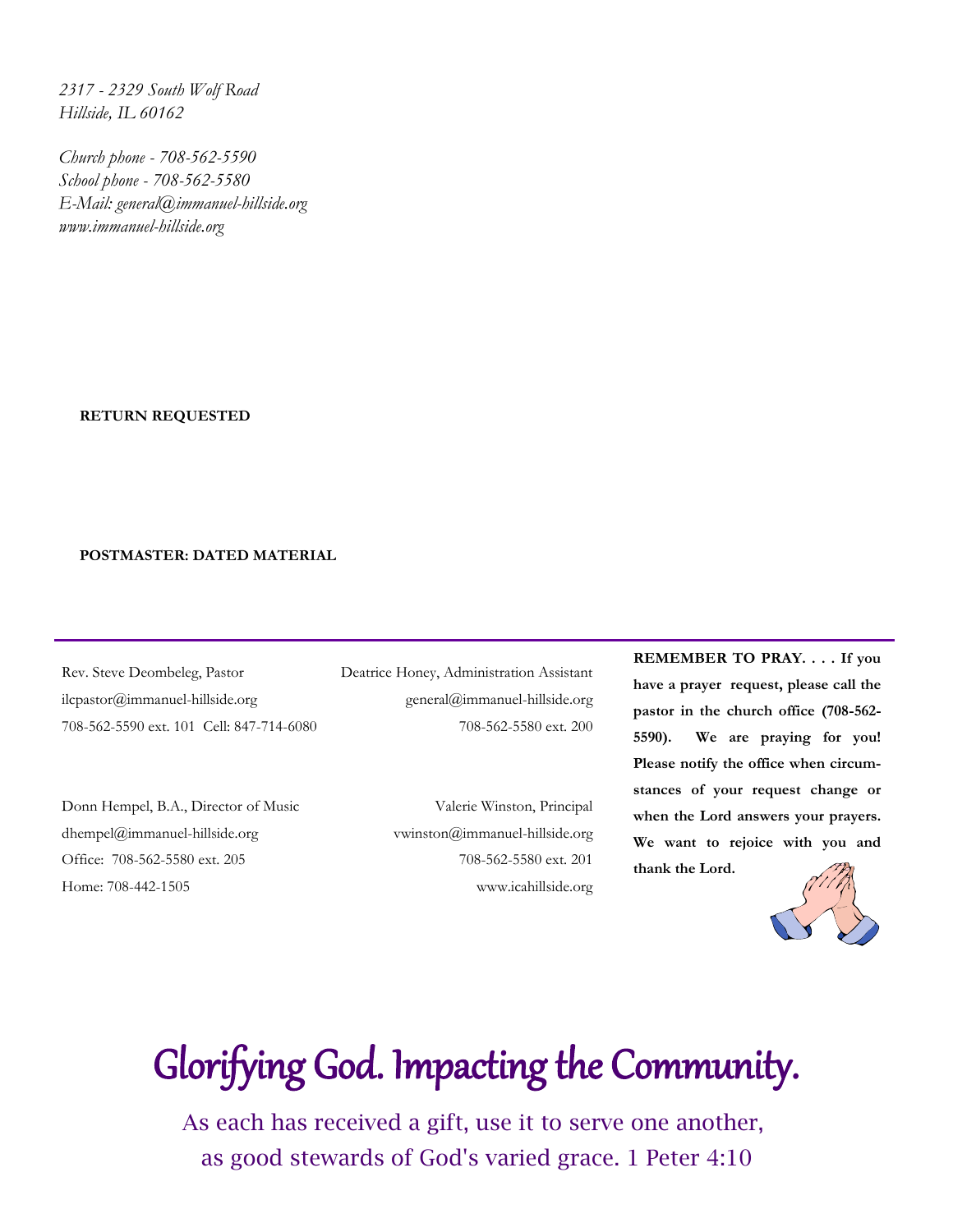*2317 - 2329 South Wolf Road*
*Hillside, IL 60162*

*Church phone - 708-562-5590*
*School phone - 708-562-5580*
*E-Mail: general@immanuel-hillside.org*
*www.immanuel-hillside.org*

**RETURN REQUESTED**

**POSTMASTER: DATED MATERIAL**

Rev. Steve Deombeleg, Pastor
ilcpastor@immanuel-hillside.org
708-562-5590 ext. 101 Cell: 847-714-6080

Deatrice Honey, Administration Assistant
general@immanuel-hillside.org
708-562-5580 ext. 200

Donn Hempel, B.A., Director of Music
dhempel@immanuel-hillside.org
Office: 708-562-5580 ext. 205
Home: 708-442-1505

Valerie Winston, Principal
vwinston@immanuel-hillside.org
708-562-5580 ext. 201
www.icahillside.org

**REMEMBER TO PRAY. . . . If you have a prayer request, please call the pastor in the church office (708-562-5590). We are praying for you! Please notify the office when circumstances of your request change or when the Lord answers your prayers. We want to rejoice with you and thank the Lord.**

# Glorifying God. Impacting the Community.

As each has received a gift, use it to serve one another, as good stewards of God's varied grace. 1 Peter 4:10